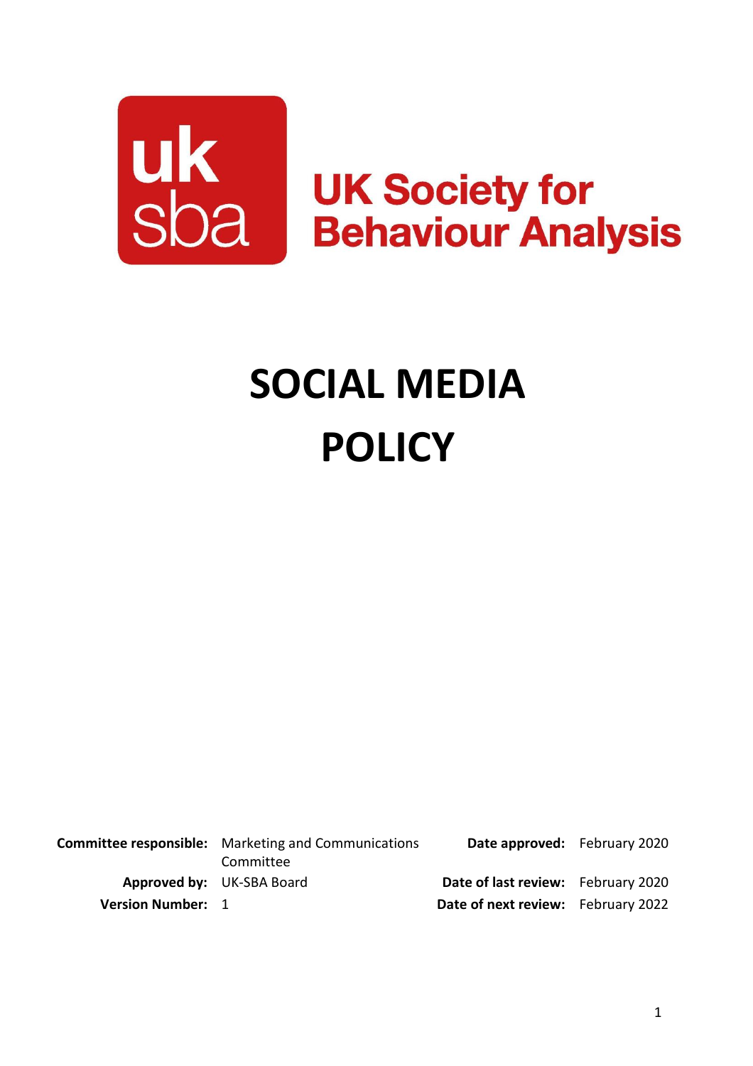uk sba

UK Society for Behaviour Analysis

# SOCIAL MEDIA POLICY

| | | | |
|---|---|---|---|
| **Committee responsible:** | Marketing and Communications Committee | **Date approved:** | February 2020 |
| **Approved by:** | UK-SBA Board | **Date of last review:** | February 2020 |
| **Version Number:** | 1 | **Date of next review:** | February 2022 |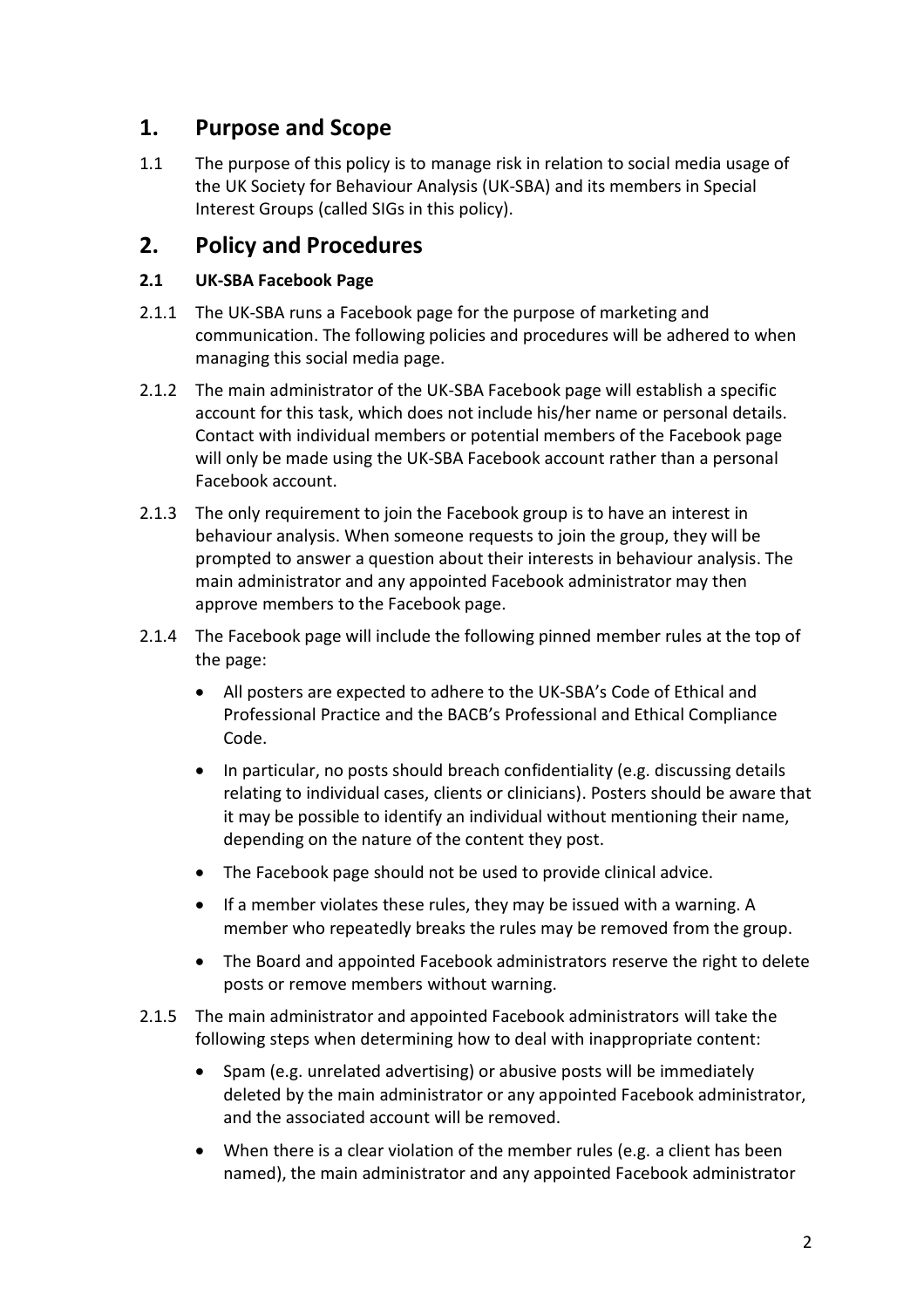## 1. Purpose and Scope

1.1 The purpose of this policy is to manage risk in relation to social media usage of the UK Society for Behaviour Analysis (UK-SBA) and its members in Special Interest Groups (called SIGs in this policy).

## 2. Policy and Procedures

### 2.1 UK-SBA Facebook Page

2.1.1 The UK-SBA runs a Facebook page for the purpose of marketing and communication. The following policies and procedures will be adhered to when managing this social media page.

2.1.2 The main administrator of the UK-SBA Facebook page will establish a specific account for this task, which does not include his/her name or personal details. Contact with individual members or potential members of the Facebook page will only be made using the UK-SBA Facebook account rather than a personal Facebook account.

2.1.3 The only requirement to join the Facebook group is to have an interest in behaviour analysis. When someone requests to join the group, they will be prompted to answer a question about their interests in behaviour analysis. The main administrator and any appointed Facebook administrator may then approve members to the Facebook page.

2.1.4 The Facebook page will include the following pinned member rules at the top of the page:

- All posters are expected to adhere to the UK-SBA's Code of Ethical and Professional Practice and the BACB's Professional and Ethical Compliance Code.
- In particular, no posts should breach confidentiality (e.g. discussing details relating to individual cases, clients or clinicians). Posters should be aware that it may be possible to identify an individual without mentioning their name, depending on the nature of the content they post.
- The Facebook page should not be used to provide clinical advice.
- If a member violates these rules, they may be issued with a warning. A member who repeatedly breaks the rules may be removed from the group.
- The Board and appointed Facebook administrators reserve the right to delete posts or remove members without warning.

2.1.5 The main administrator and appointed Facebook administrators will take the following steps when determining how to deal with inappropriate content:

- Spam (e.g. unrelated advertising) or abusive posts will be immediately deleted by the main administrator or any appointed Facebook administrator, and the associated account will be removed.
- When there is a clear violation of the member rules (e.g. a client has been named), the main administrator and any appointed Facebook administrator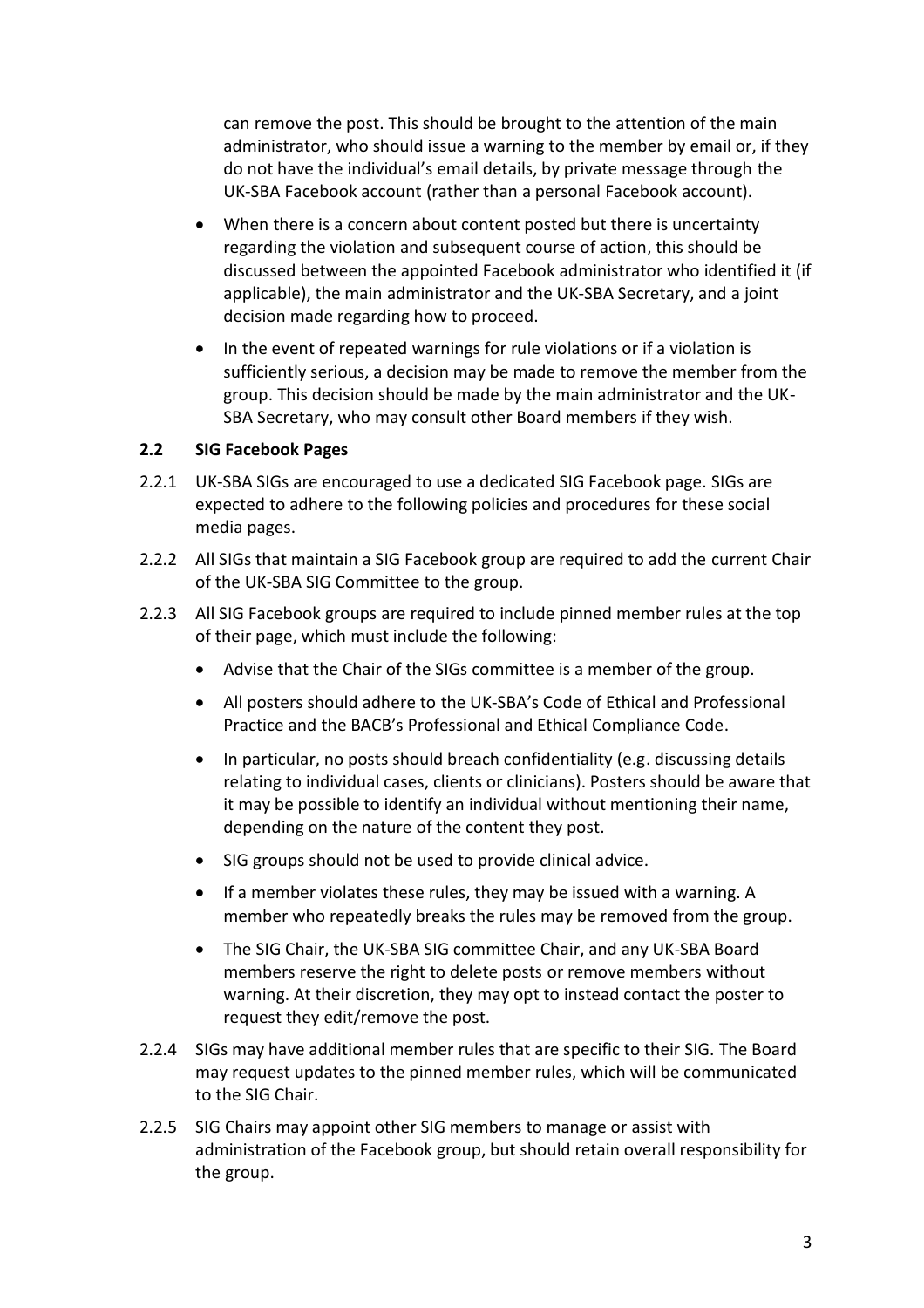can remove the post. This should be brought to the attention of the main administrator, who should issue a warning to the member by email or, if they do not have the individual's email details, by private message through the UK-SBA Facebook account (rather than a personal Facebook account).

- When there is a concern about content posted but there is uncertainty regarding the violation and subsequent course of action, this should be discussed between the appointed Facebook administrator who identified it (if applicable), the main administrator and the UK-SBA Secretary, and a joint decision made regarding how to proceed.
- In the event of repeated warnings for rule violations or if a violation is sufficiently serious, a decision may be made to remove the member from the group. This decision should be made by the main administrator and the UK-SBA Secretary, who may consult other Board members if they wish.

### 2.2 SIG Facebook Pages

2.2.1 UK-SBA SIGs are encouraged to use a dedicated SIG Facebook page. SIGs are expected to adhere to the following policies and procedures for these social media pages.

2.2.2 All SIGs that maintain a SIG Facebook group are required to add the current Chair of the UK-SBA SIG Committee to the group.

2.2.3 All SIG Facebook groups are required to include pinned member rules at the top of their page, which must include the following:

- Advise that the Chair of the SIGs committee is a member of the group.
- All posters should adhere to the UK-SBA's Code of Ethical and Professional Practice and the BACB's Professional and Ethical Compliance Code.
- In particular, no posts should breach confidentiality (e.g. discussing details relating to individual cases, clients or clinicians). Posters should be aware that it may be possible to identify an individual without mentioning their name, depending on the nature of the content they post.
- SIG groups should not be used to provide clinical advice.
- If a member violates these rules, they may be issued with a warning. A member who repeatedly breaks the rules may be removed from the group.
- The SIG Chair, the UK-SBA SIG committee Chair, and any UK-SBA Board members reserve the right to delete posts or remove members without warning. At their discretion, they may opt to instead contact the poster to request they edit/remove the post.

2.2.4 SIGs may have additional member rules that are specific to their SIG. The Board may request updates to the pinned member rules, which will be communicated to the SIG Chair.

2.2.5 SIG Chairs may appoint other SIG members to manage or assist with administration of the Facebook group, but should retain overall responsibility for the group.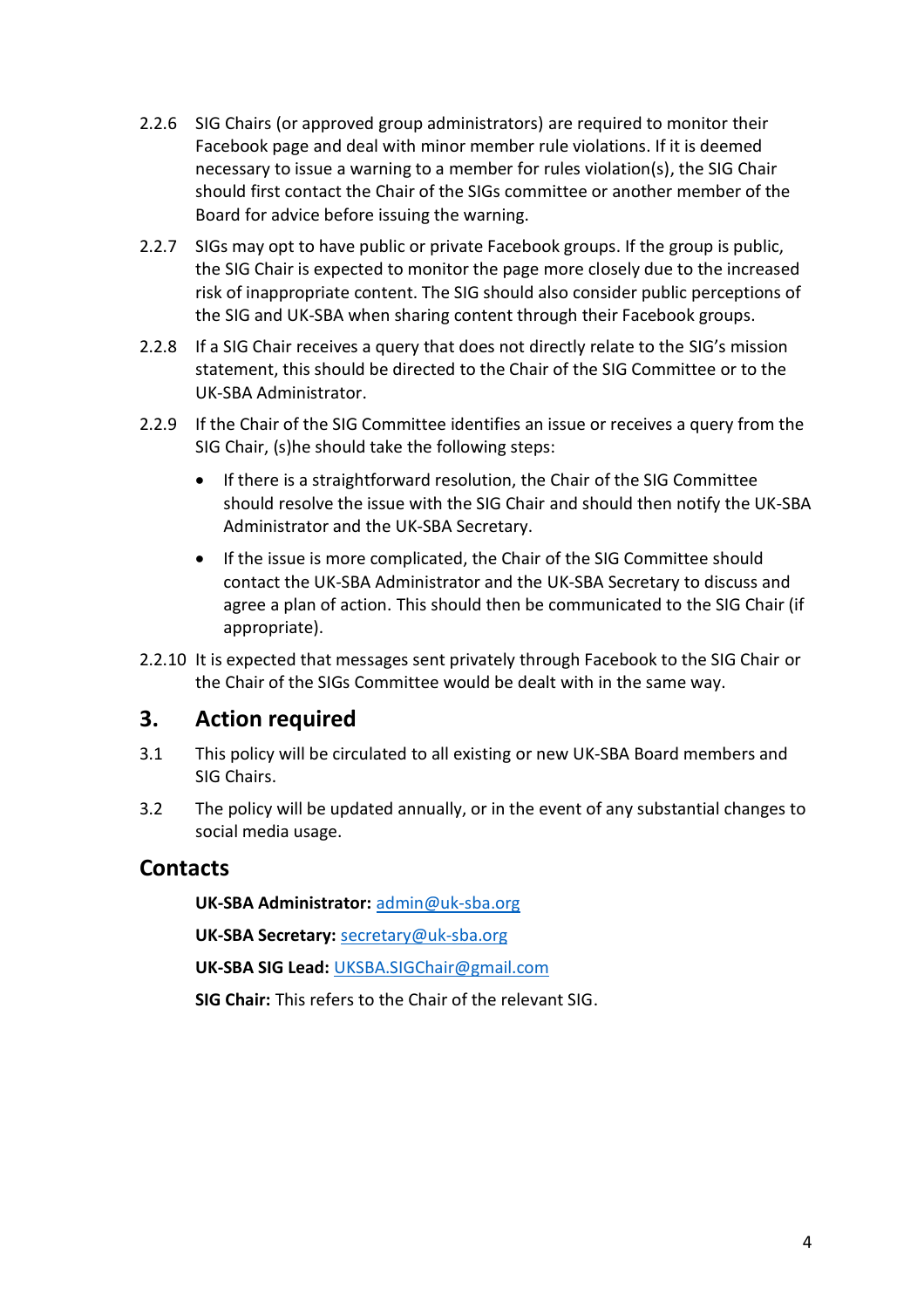2.2.6 SIG Chairs (or approved group administrators) are required to monitor their Facebook page and deal with minor member rule violations. If it is deemed necessary to issue a warning to a member for rules violation(s), the SIG Chair should first contact the Chair of the SIGs committee or another member of the Board for advice before issuing the warning.

2.2.7 SIGs may opt to have public or private Facebook groups. If the group is public, the SIG Chair is expected to monitor the page more closely due to the increased risk of inappropriate content. The SIG should also consider public perceptions of the SIG and UK-SBA when sharing content through their Facebook groups.

2.2.8 If a SIG Chair receives a query that does not directly relate to the SIG's mission statement, this should be directed to the Chair of the SIG Committee or to the UK-SBA Administrator.

2.2.9 If the Chair of the SIG Committee identifies an issue or receives a query from the SIG Chair, (s)he should take the following steps:

- If there is a straightforward resolution, the Chair of the SIG Committee should resolve the issue with the SIG Chair and should then notify the UK-SBA Administrator and the UK-SBA Secretary.
- If the issue is more complicated, the Chair of the SIG Committee should contact the UK-SBA Administrator and the UK-SBA Secretary to discuss and agree a plan of action. This should then be communicated to the SIG Chair (if appropriate).

2.2.10 It is expected that messages sent privately through Facebook to the SIG Chair or the Chair of the SIGs Committee would be dealt with in the same way.

## 3. Action required

3.1 This policy will be circulated to all existing or new UK-SBA Board members and SIG Chairs.

3.2 The policy will be updated annually, or in the event of any substantial changes to social media usage.

## Contacts

**UK-SBA Administrator:** admin@uk-sba.org

**UK-SBA Secretary:** secretary@uk-sba.org

**UK-SBA SIG Lead:** UKSBA.SIGChair@gmail.com

**SIG Chair:** This refers to the Chair of the relevant SIG.